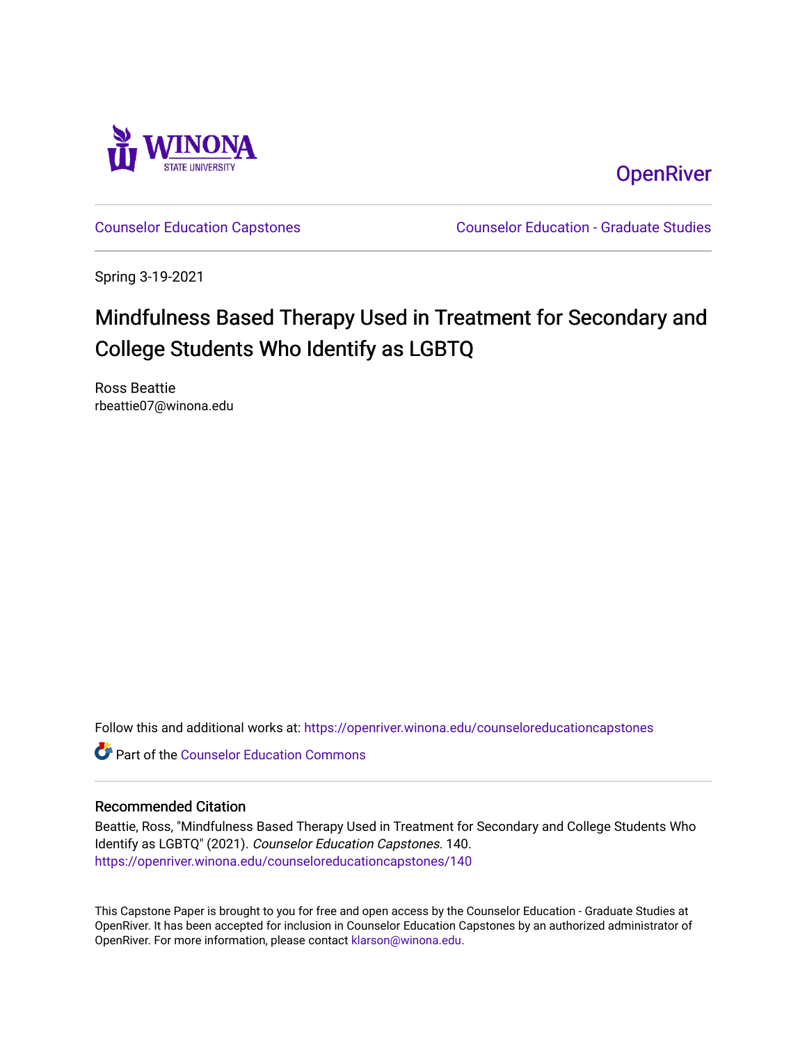WINONA STATE UNIVERSITY

OpenRiver

Counselor Education Capstones | Counselor Education - Graduate Studies

Spring 3-19-2021

# Mindfulness Based Therapy Used in Treatment for Secondary and College Students Who Identify as LGBTQ

Ross Beattie
rbeattie07@winona.edu

Follow this and additional works at: https://openriver.winona.edu/counseloreducationcapstones

Part of the Counselor Education Commons

## Recommended Citation

Beattie, Ross, "Mindfulness Based Therapy Used in Treatment for Secondary and College Students Who Identify as LGBTQ" (2021). *Counselor Education Capstones*. 140.
https://openriver.winona.edu/counseloreducationcapstones/140

This Capstone Paper is brought to you for free and open access by the Counselor Education - Graduate Studies at OpenRiver. It has been accepted for inclusion in Counselor Education Capstones by an authorized administrator of OpenRiver. For more information, please contact klarson@winona.edu.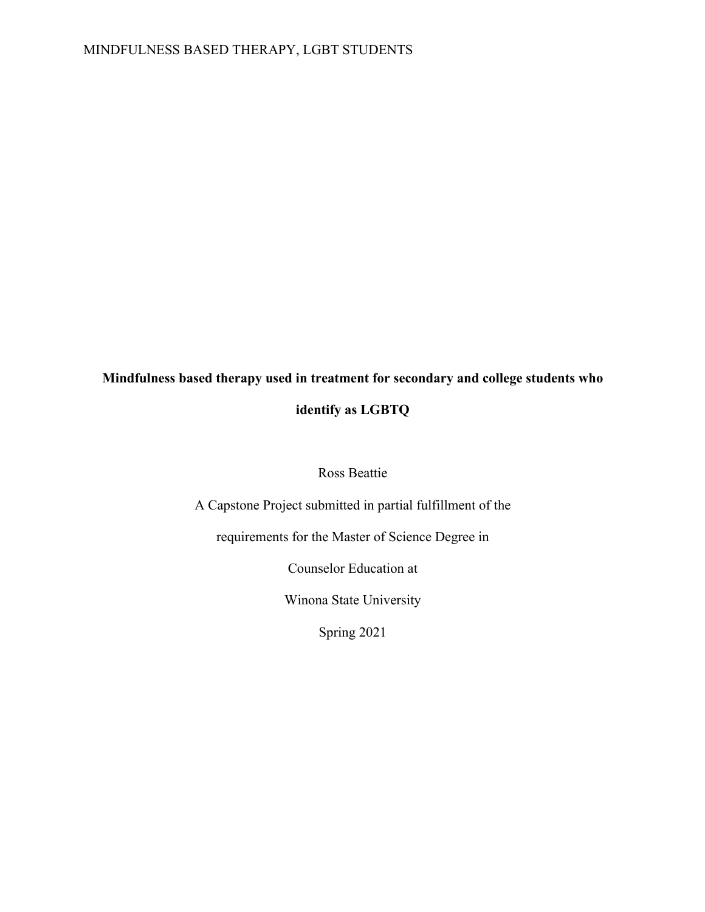**Mindfulness based therapy used in treatment for secondary and college students who identify as LGBTQ**

Ross Beattie

A Capstone Project submitted in partial fulfillment of the

requirements for the Master of Science Degree in

Counselor Education at

Winona State University

Spring 2021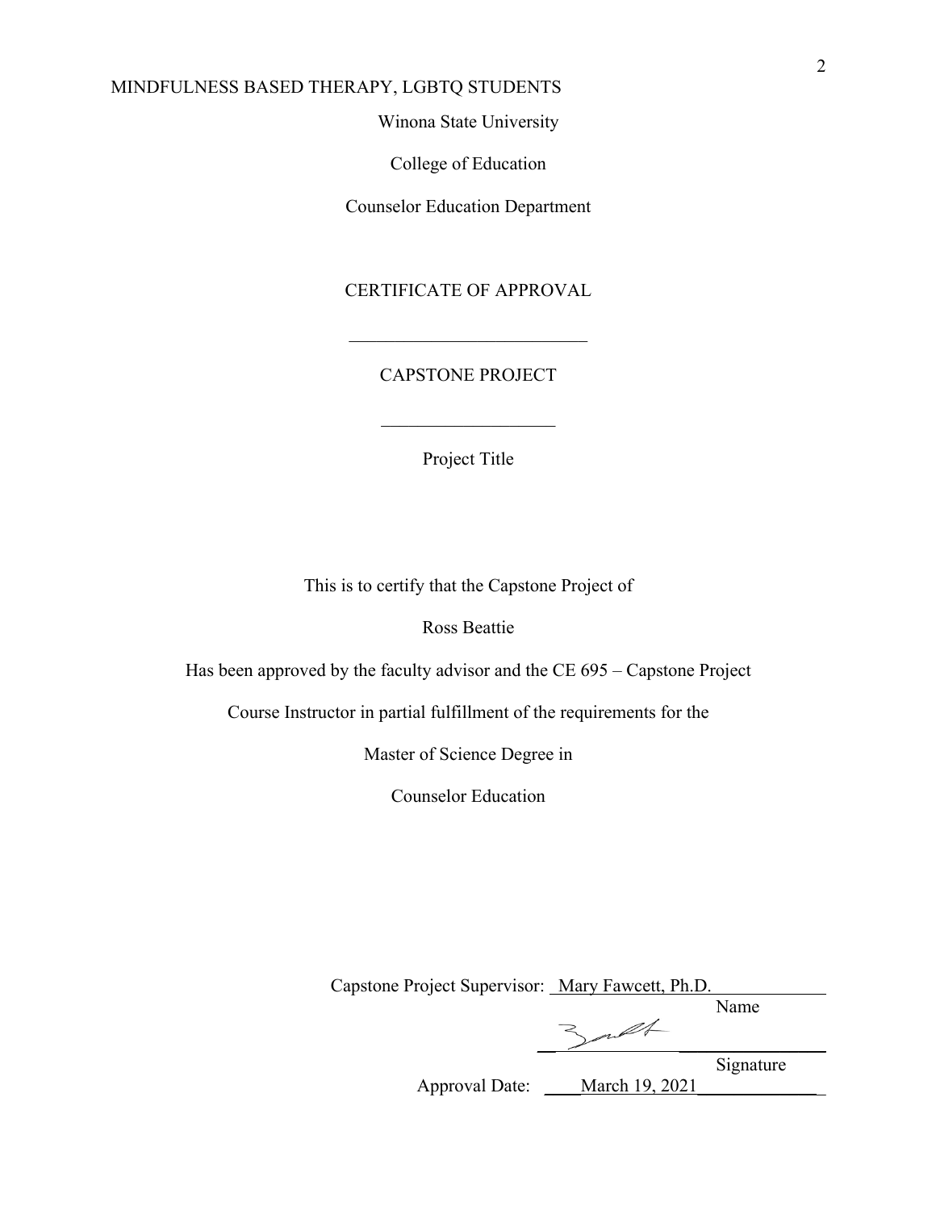Winona State University

College of Education

Counselor Education Department

CERTIFICATE OF APPROVAL

---

CAPSTONE PROJECT

---

Project Title

This is to certify that the Capstone Project of

Ross Beattie

Has been approved by the faculty advisor and the CE 695 – Capstone Project

Course Instructor in partial fulfillment of the requirements for the

Master of Science Degree in

Counselor Education

Capstone Project Supervisor: Mary Fawcett, Ph.D.
Name

Signature

Approval Date: March 19, 2021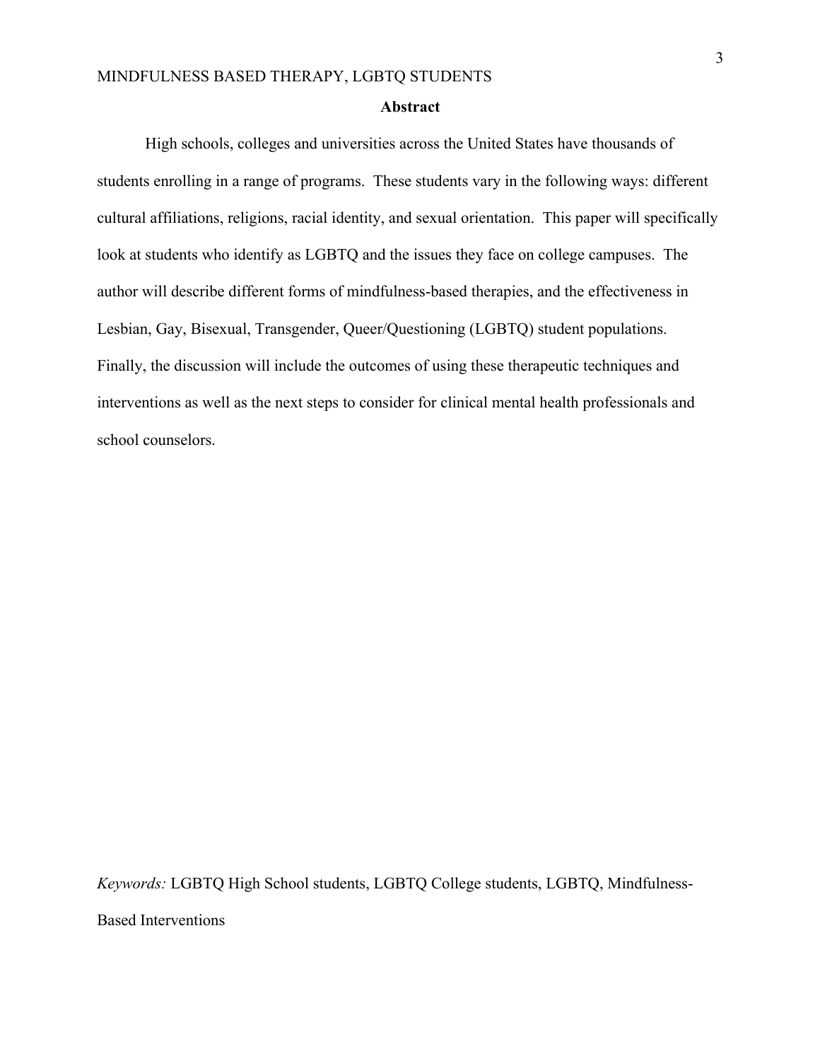## Abstract

High schools, colleges and universities across the United States have thousands of students enrolling in a range of programs. These students vary in the following ways: different cultural affiliations, religions, racial identity, and sexual orientation. This paper will specifically look at students who identify as LGBTQ and the issues they face on college campuses. The author will describe different forms of mindfulness-based therapies, and the effectiveness in Lesbian, Gay, Bisexual, Transgender, Queer/Questioning (LGBTQ) student populations. Finally, the discussion will include the outcomes of using these therapeutic techniques and interventions as well as the next steps to consider for clinical mental health professionals and school counselors.

*Keywords:* LGBTQ High School students, LGBTQ College students, LGBTQ, Mindfulness-Based Interventions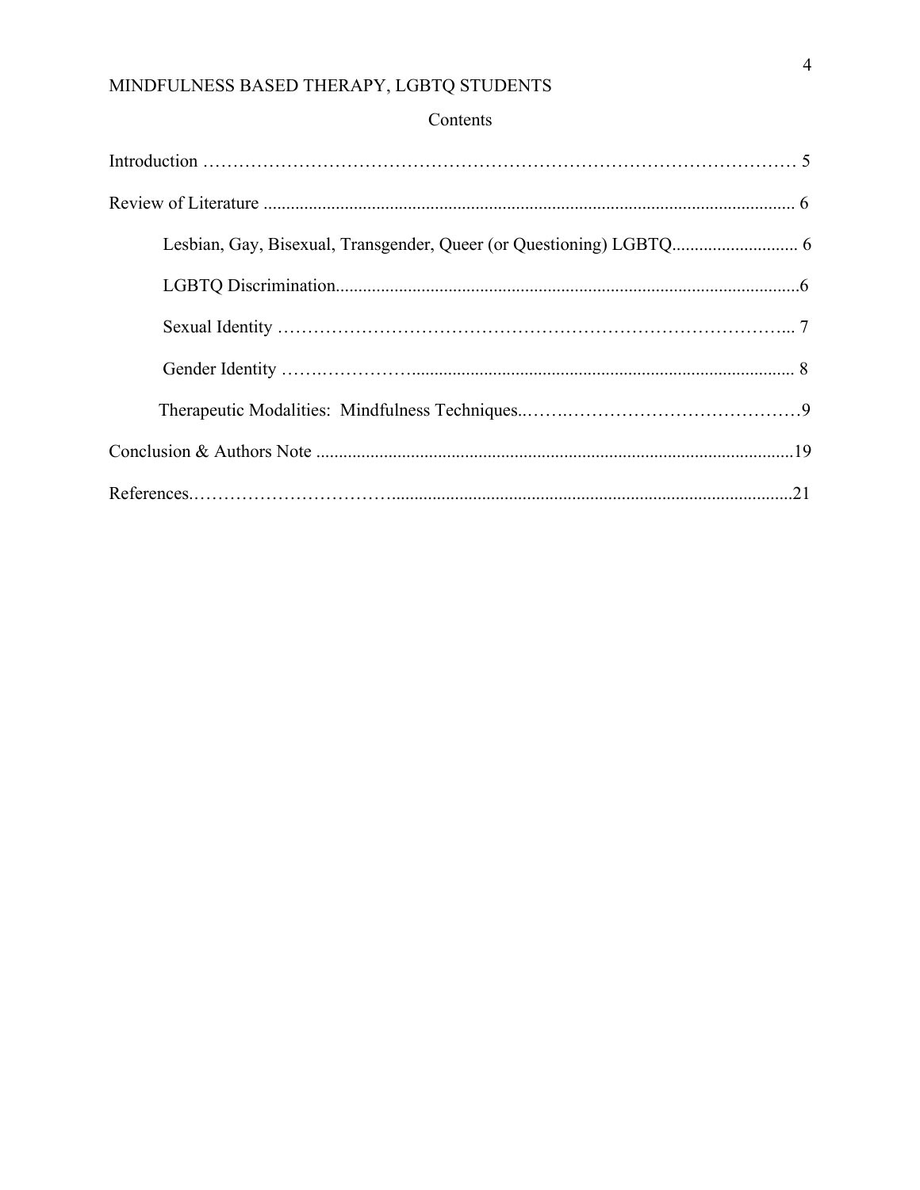Contents

Introduction ……………………………………………………………………………………… 5

Review of Literature .................................................................................................................... 6

- Lesbian, Gay, Bisexual, Transgender, Queer (or Questioning) LGBTQ............................ 6
- LGBTQ Discrimination......................................................................................................6
- Sexual Identity ………………………………………………………………………... 7
- Gender Identity ………………….................................................................................... 8
- Therapeutic Modalities: Mindfulness Techniques..…….…………………………………9

Conclusion & Authors Note .........................................................................................................19

References.…………………………….........................................................................................21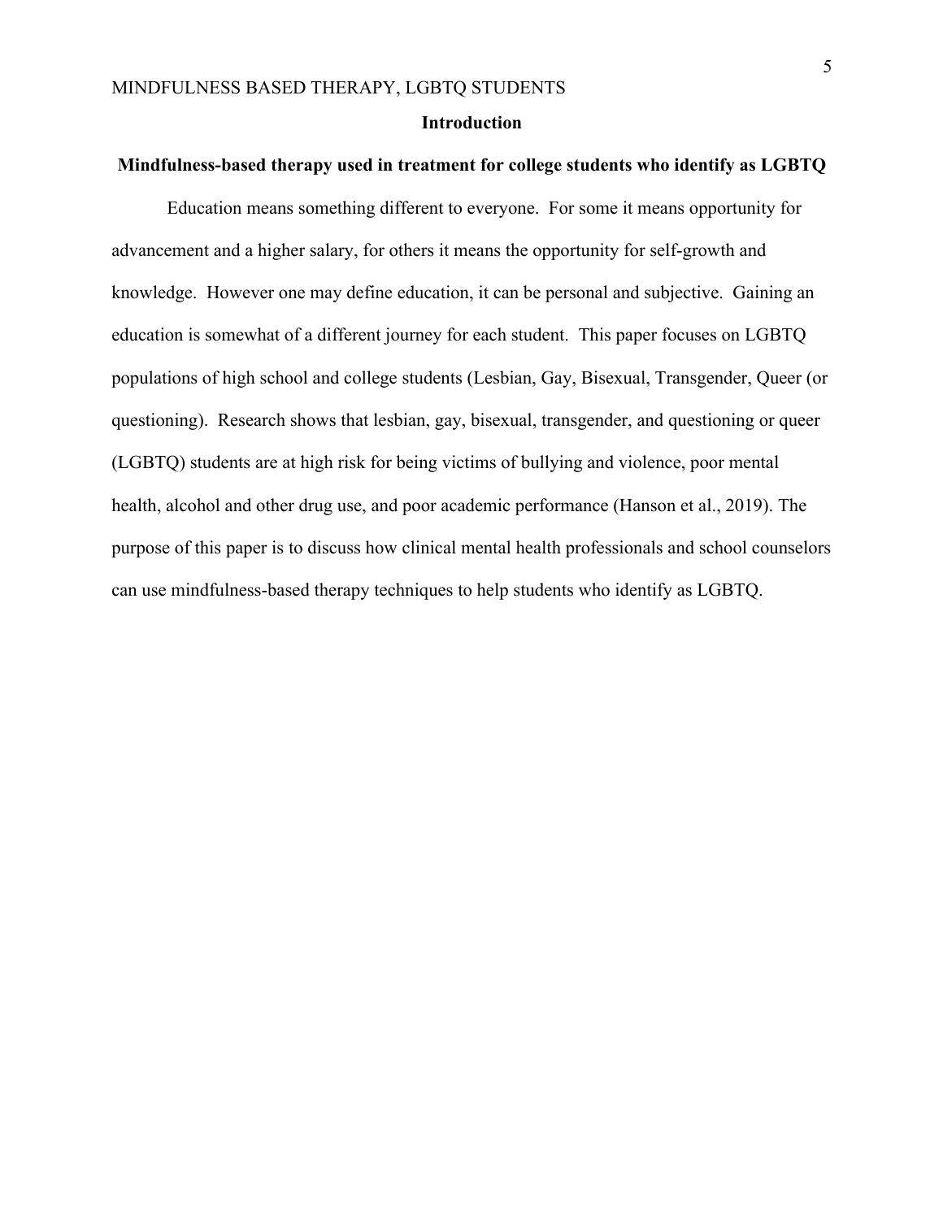# Introduction

## Mindfulness-based therapy used in treatment for college students who identify as LGBTQ

Education means something different to everyone.  For some it means opportunity for advancement and a higher salary, for others it means the opportunity for self-growth and knowledge.  However one may define education, it can be personal and subjective.  Gaining an education is somewhat of a different journey for each student.  This paper focuses on LGBTQ populations of high school and college students (Lesbian, Gay, Bisexual, Transgender, Queer (or questioning).  Research shows that lesbian, gay, bisexual, transgender, and questioning or queer (LGBTQ) students are at high risk for being victims of bullying and violence, poor mental health, alcohol and other drug use, and poor academic performance (Hanson et al., 2019). The purpose of this paper is to discuss how clinical mental health professionals and school counselors can use mindfulness-based therapy techniques to help students who identify as LGBTQ.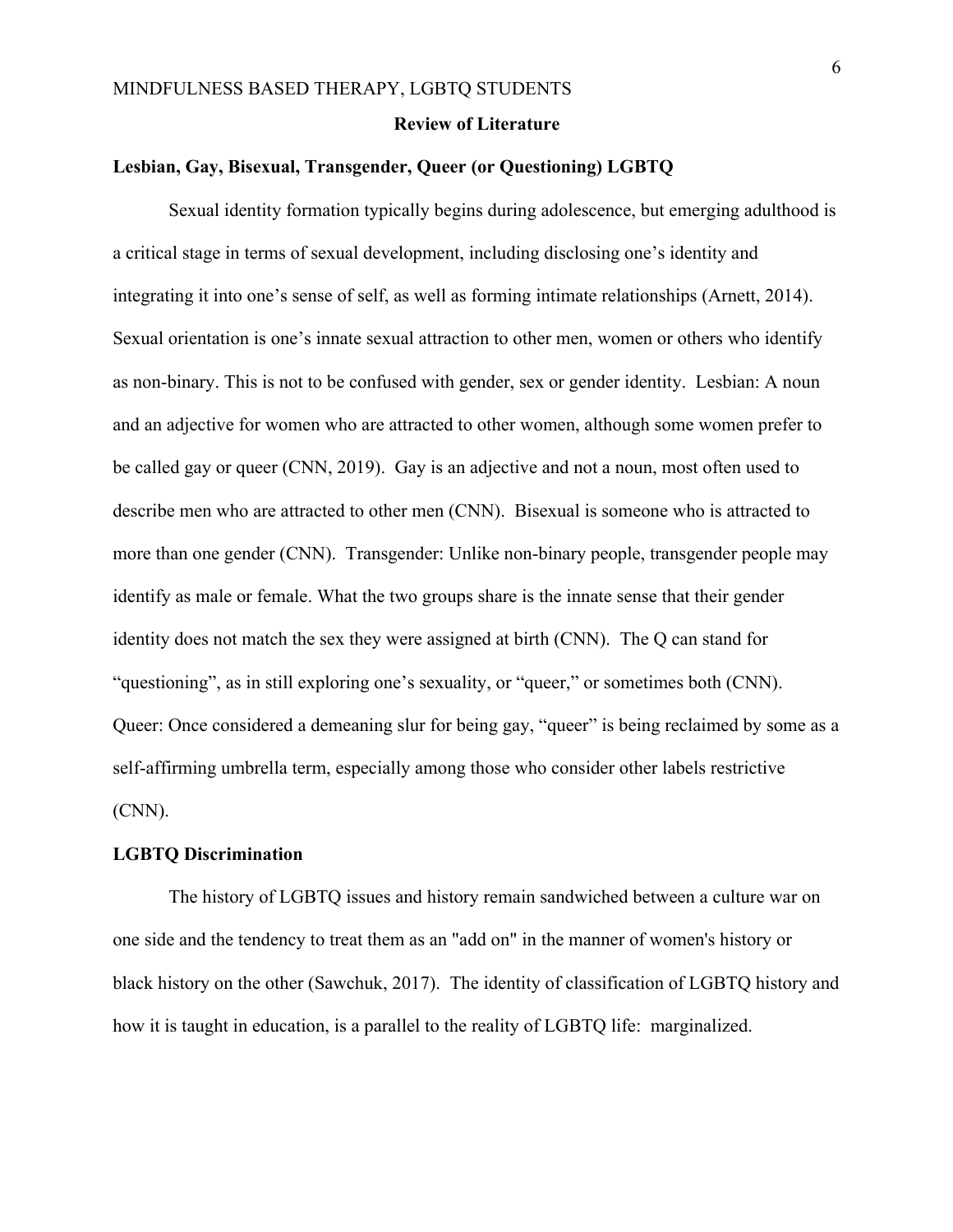## Review of Literature

### Lesbian, Gay, Bisexual, Transgender, Queer (or Questioning) LGBTQ

Sexual identity formation typically begins during adolescence, but emerging adulthood is a critical stage in terms of sexual development, including disclosing one's identity and integrating it into one's sense of self, as well as forming intimate relationships (Arnett, 2014). Sexual orientation is one's innate sexual attraction to other men, women or others who identify as non-binary. This is not to be confused with gender, sex or gender identity. Lesbian: A noun and an adjective for women who are attracted to other women, although some women prefer to be called gay or queer (CNN, 2019). Gay is an adjective and not a noun, most often used to describe men who are attracted to other men (CNN). Bisexual is someone who is attracted to more than one gender (CNN). Transgender: Unlike non-binary people, transgender people may identify as male or female. What the two groups share is the innate sense that their gender identity does not match the sex they were assigned at birth (CNN). The Q can stand for "questioning", as in still exploring one's sexuality, or "queer," or sometimes both (CNN). Queer: Once considered a demeaning slur for being gay, "queer" is being reclaimed by some as a self-affirming umbrella term, especially among those who consider other labels restrictive (CNN).

### LGBTQ Discrimination

The history of LGBTQ issues and history remain sandwiched between a culture war on one side and the tendency to treat them as an "add on" in the manner of women's history or black history on the other (Sawchuk, 2017). The identity of classification of LGBTQ history and how it is taught in education, is a parallel to the reality of LGBTQ life: marginalized.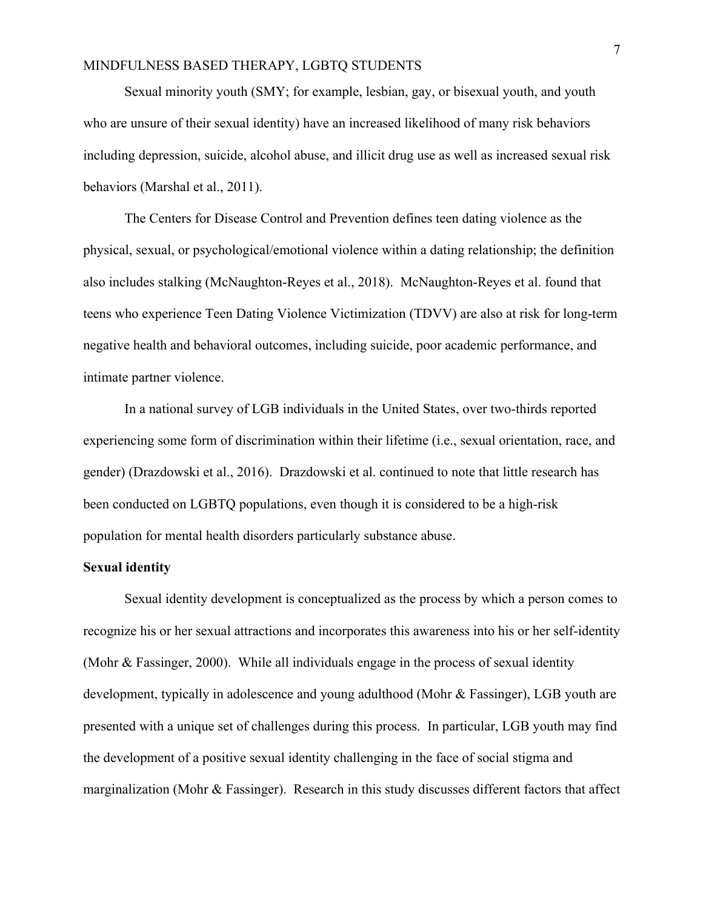Sexual minority youth (SMY; for example, lesbian, gay, or bisexual youth, and youth who are unsure of their sexual identity) have an increased likelihood of many risk behaviors including depression, suicide, alcohol abuse, and illicit drug use as well as increased sexual risk behaviors (Marshal et al., 2011).

The Centers for Disease Control and Prevention defines teen dating violence as the physical, sexual, or psychological/emotional violence within a dating relationship; the definition also includes stalking (McNaughton-Reyes et al., 2018). McNaughton-Reyes et al. found that teens who experience Teen Dating Violence Victimization (TDVV) are also at risk for long-term negative health and behavioral outcomes, including suicide, poor academic performance, and intimate partner violence.

In a national survey of LGB individuals in the United States, over two-thirds reported experiencing some form of discrimination within their lifetime (i.e., sexual orientation, race, and gender) (Drazdowski et al., 2016). Drazdowski et al. continued to note that little research has been conducted on LGBTQ populations, even though it is considered to be a high-risk population for mental health disorders particularly substance abuse.

**Sexual identity**

Sexual identity development is conceptualized as the process by which a person comes to recognize his or her sexual attractions and incorporates this awareness into his or her self-identity (Mohr & Fassinger, 2000). While all individuals engage in the process of sexual identity development, typically in adolescence and young adulthood (Mohr & Fassinger), LGB youth are presented with a unique set of challenges during this process. In particular, LGB youth may find the development of a positive sexual identity challenging in the face of social stigma and marginalization (Mohr & Fassinger). Research in this study discusses different factors that affect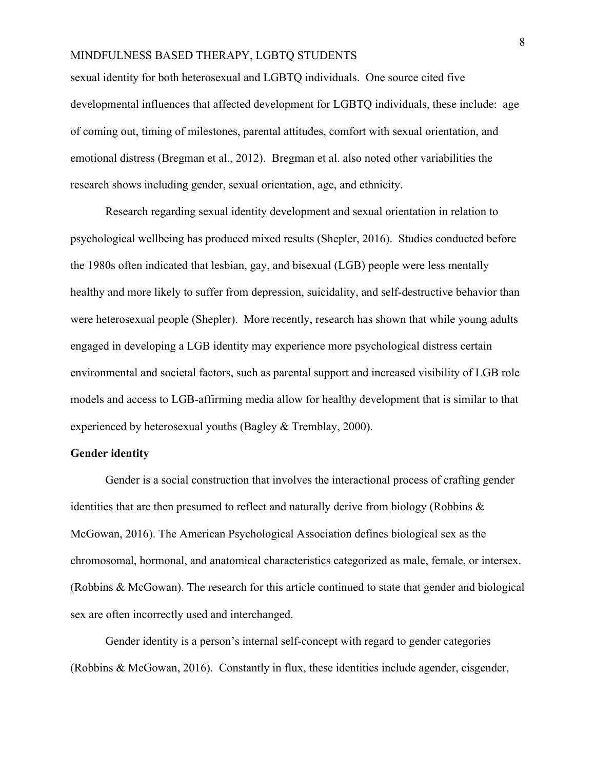sexual identity for both heterosexual and LGBTQ individuals. One source cited five developmental influences that affected development for LGBTQ individuals, these include: age of coming out, timing of milestones, parental attitudes, comfort with sexual orientation, and emotional distress (Bregman et al., 2012). Bregman et al. also noted other variabilities the research shows including gender, sexual orientation, age, and ethnicity.

Research regarding sexual identity development and sexual orientation in relation to psychological wellbeing has produced mixed results (Shepler, 2016). Studies conducted before the 1980s often indicated that lesbian, gay, and bisexual (LGB) people were less mentally healthy and more likely to suffer from depression, suicidality, and self-destructive behavior than were heterosexual people (Shepler). More recently, research has shown that while young adults engaged in developing a LGB identity may experience more psychological distress certain environmental and societal factors, such as parental support and increased visibility of LGB role models and access to LGB-affirming media allow for healthy development that is similar to that experienced by heterosexual youths (Bagley & Tremblay, 2000).

**Gender identity**

Gender is a social construction that involves the interactional process of crafting gender identities that are then presumed to reflect and naturally derive from biology (Robbins & McGowan, 2016). The American Psychological Association defines biological sex as the chromosomal, hormonal, and anatomical characteristics categorized as male, female, or intersex. (Robbins & McGowan). The research for this article continued to state that gender and biological sex are often incorrectly used and interchanged.

Gender identity is a person's internal self-concept with regard to gender categories (Robbins & McGowan, 2016). Constantly in flux, these identities include agender, cisgender,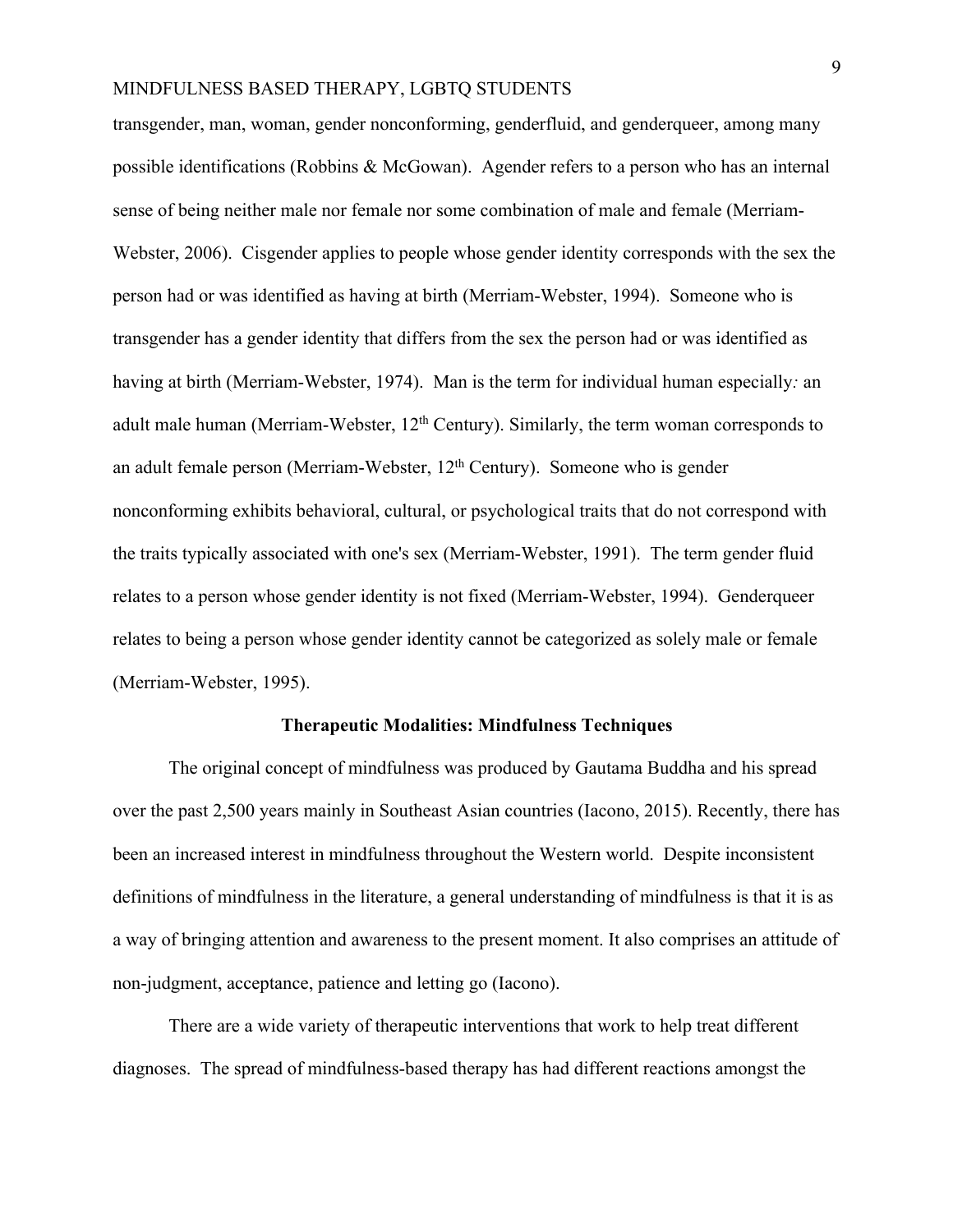transgender, man, woman, gender nonconforming, genderfluid, and genderqueer, among many possible identifications (Robbins & McGowan). Agender refers to a person who has an internal sense of being neither male nor female nor some combination of male and female (Merriam-Webster, 2006). Cisgender applies to people whose gender identity corresponds with the sex the person had or was identified as having at birth (Merriam-Webster, 1994). Someone who is transgender has a gender identity that differs from the sex the person had or was identified as having at birth (Merriam-Webster, 1974). Man is the term for individual human especially*:* an adult male human (Merriam-Webster, 12th Century). Similarly, the term woman corresponds to an adult female person (Merriam-Webster, 12th Century). Someone who is gender nonconforming exhibits behavioral, cultural, or psychological traits that do not correspond with the traits typically associated with one's sex (Merriam-Webster, 1991). The term gender fluid relates to a person whose gender identity is not fixed (Merriam-Webster, 1994). Genderqueer relates to being a person whose gender identity cannot be categorized as solely male or female (Merriam-Webster, 1995).

### Therapeutic Modalities: Mindfulness Techniques

The original concept of mindfulness was produced by Gautama Buddha and his spread over the past 2,500 years mainly in Southeast Asian countries (Iacono, 2015). Recently, there has been an increased interest in mindfulness throughout the Western world. Despite inconsistent definitions of mindfulness in the literature, a general understanding of mindfulness is that it is as a way of bringing attention and awareness to the present moment. It also comprises an attitude of non-judgment, acceptance, patience and letting go (Iacono).

There are a wide variety of therapeutic interventions that work to help treat different diagnoses. The spread of mindfulness-based therapy has had different reactions amongst the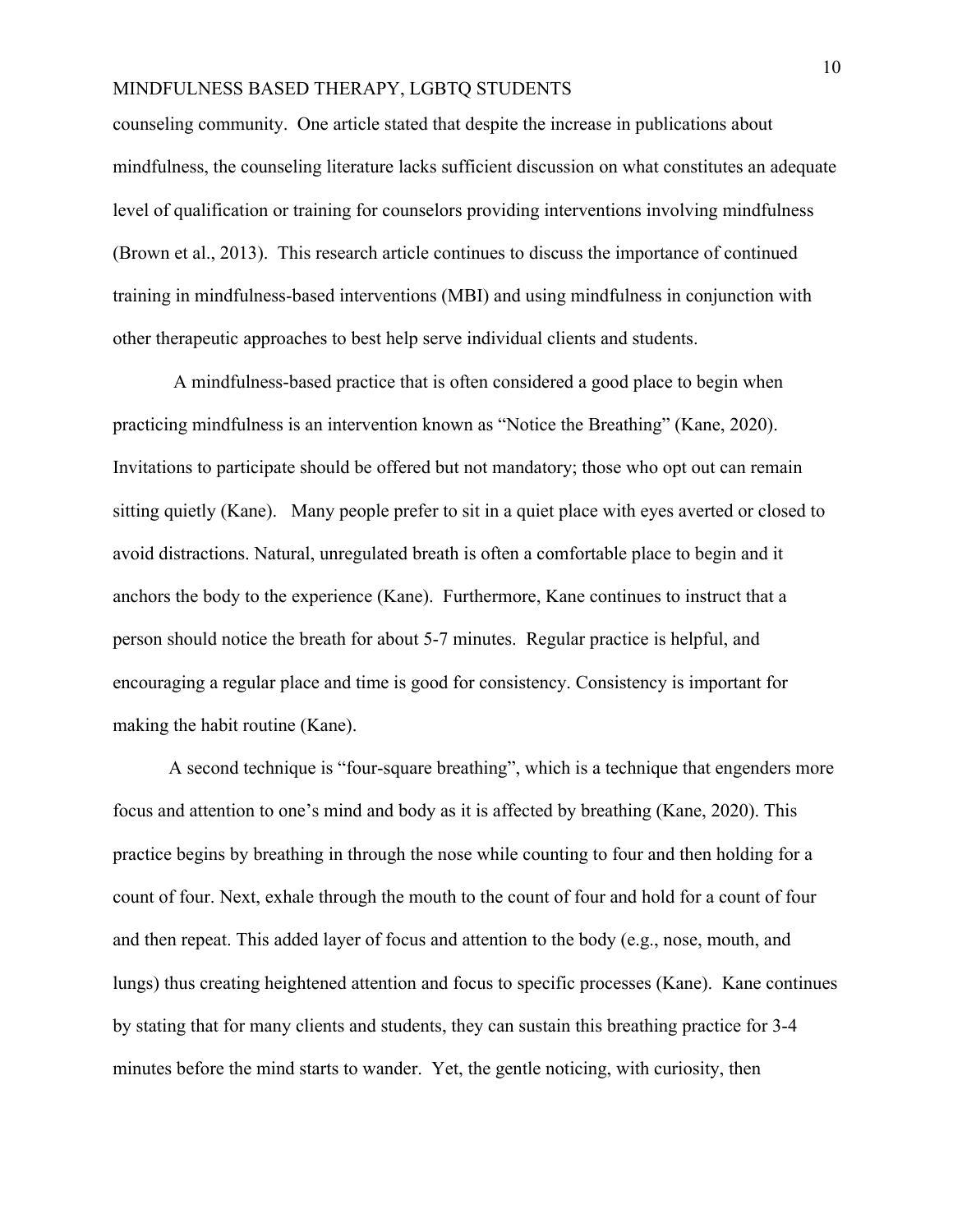counseling community. One article stated that despite the increase in publications about mindfulness, the counseling literature lacks sufficient discussion on what constitutes an adequate level of qualification or training for counselors providing interventions involving mindfulness (Brown et al., 2013). This research article continues to discuss the importance of continued training in mindfulness-based interventions (MBI) and using mindfulness in conjunction with other therapeutic approaches to best help serve individual clients and students.

A mindfulness-based practice that is often considered a good place to begin when practicing mindfulness is an intervention known as "Notice the Breathing" (Kane, 2020). Invitations to participate should be offered but not mandatory; those who opt out can remain sitting quietly (Kane). Many people prefer to sit in a quiet place with eyes averted or closed to avoid distractions. Natural, unregulated breath is often a comfortable place to begin and it anchors the body to the experience (Kane). Furthermore, Kane continues to instruct that a person should notice the breath for about 5-7 minutes. Regular practice is helpful, and encouraging a regular place and time is good for consistency. Consistency is important for making the habit routine (Kane).

A second technique is "four-square breathing", which is a technique that engenders more focus and attention to one's mind and body as it is affected by breathing (Kane, 2020). This practice begins by breathing in through the nose while counting to four and then holding for a count of four. Next, exhale through the mouth to the count of four and hold for a count of four and then repeat. This added layer of focus and attention to the body (e.g., nose, mouth, and lungs) thus creating heightened attention and focus to specific processes (Kane). Kane continues by stating that for many clients and students, they can sustain this breathing practice for 3-4 minutes before the mind starts to wander. Yet, the gentle noticing, with curiosity, then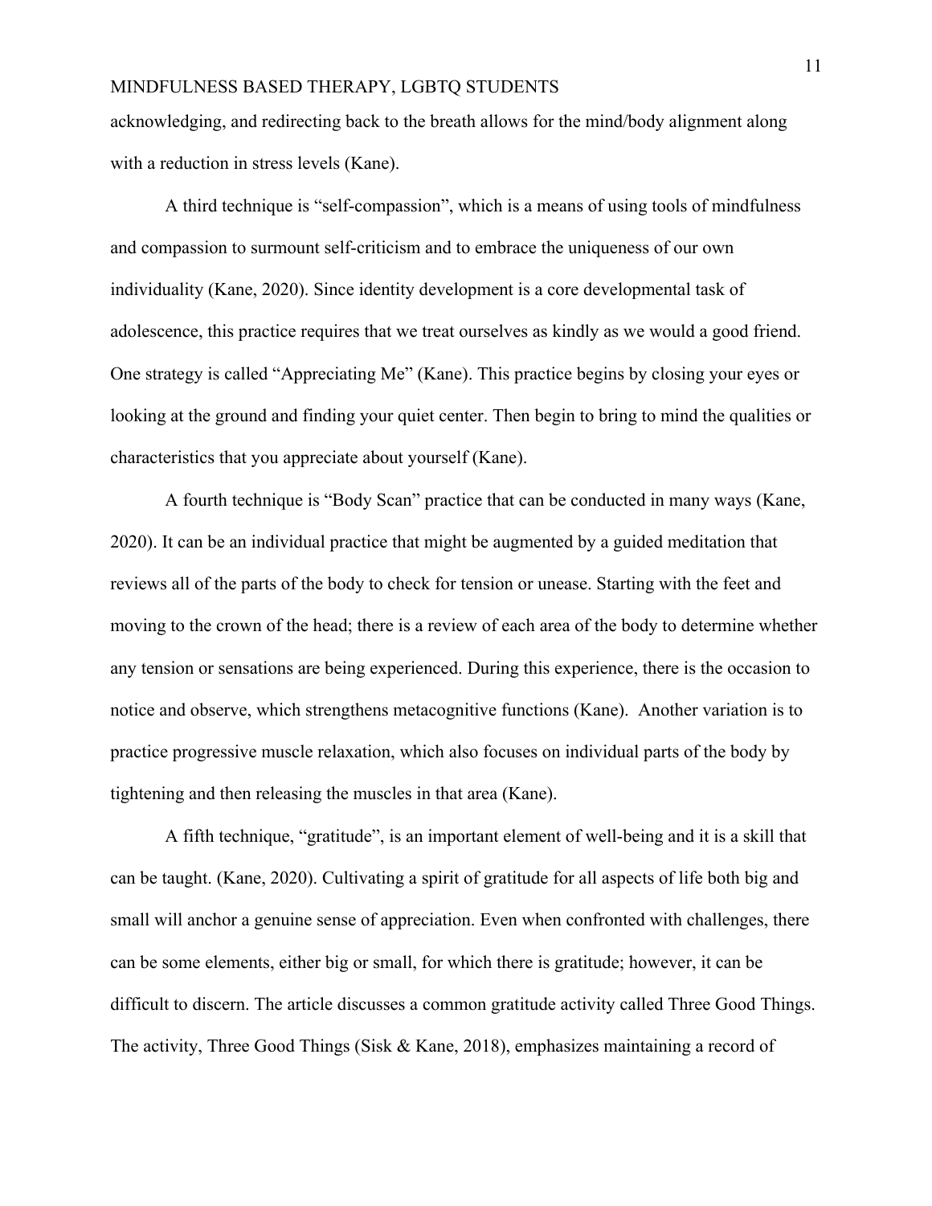acknowledging, and redirecting back to the breath allows for the mind/body alignment along with a reduction in stress levels (Kane).

A third technique is “self-compassion”, which is a means of using tools of mindfulness and compassion to surmount self-criticism and to embrace the uniqueness of our own individuality (Kane, 2020). Since identity development is a core developmental task of adolescence, this practice requires that we treat ourselves as kindly as we would a good friend. One strategy is called “Appreciating Me” (Kane). This practice begins by closing your eyes or looking at the ground and finding your quiet center. Then begin to bring to mind the qualities or characteristics that you appreciate about yourself (Kane).

A fourth technique is “Body Scan” practice that can be conducted in many ways (Kane, 2020). It can be an individual practice that might be augmented by a guided meditation that reviews all of the parts of the body to check for tension or unease. Starting with the feet and moving to the crown of the head; there is a review of each area of the body to determine whether any tension or sensations are being experienced. During this experience, there is the occasion to notice and observe, which strengthens metacognitive functions (Kane). Another variation is to practice progressive muscle relaxation, which also focuses on individual parts of the body by tightening and then releasing the muscles in that area (Kane).

A fifth technique, “gratitude”, is an important element of well-being and it is a skill that can be taught. (Kane, 2020). Cultivating a spirit of gratitude for all aspects of life both big and small will anchor a genuine sense of appreciation. Even when confronted with challenges, there can be some elements, either big or small, for which there is gratitude; however, it can be difficult to discern. The article discusses a common gratitude activity called Three Good Things. The activity, Three Good Things (Sisk & Kane, 2018), emphasizes maintaining a record of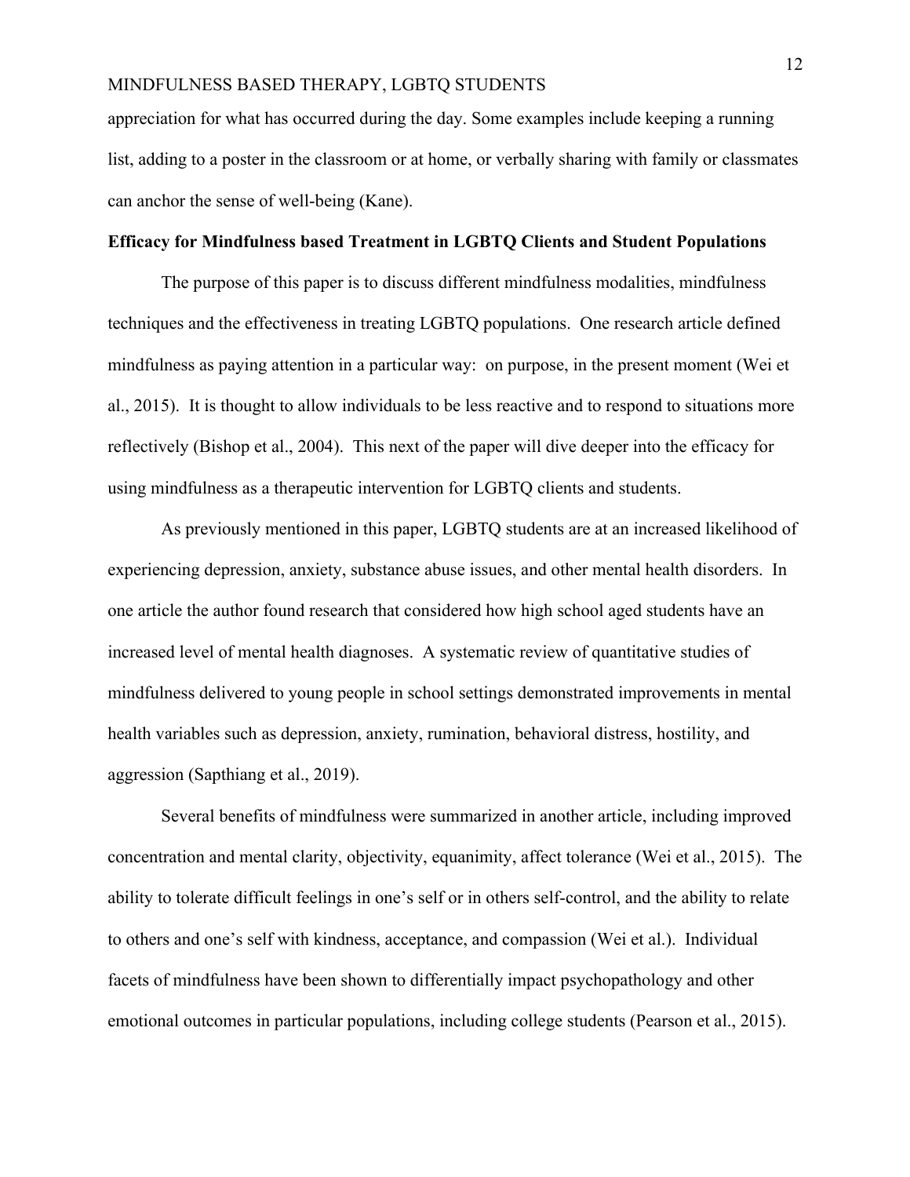appreciation for what has occurred during the day. Some examples include keeping a running list, adding to a poster in the classroom or at home, or verbally sharing with family or classmates can anchor the sense of well-being (Kane).

**Efficacy for Mindfulness based Treatment in LGBTQ Clients and Student Populations**

The purpose of this paper is to discuss different mindfulness modalities, mindfulness techniques and the effectiveness in treating LGBTQ populations. One research article defined mindfulness as paying attention in a particular way: on purpose, in the present moment (Wei et al., 2015). It is thought to allow individuals to be less reactive and to respond to situations more reflectively (Bishop et al., 2004). This next of the paper will dive deeper into the efficacy for using mindfulness as a therapeutic intervention for LGBTQ clients and students.

As previously mentioned in this paper, LGBTQ students are at an increased likelihood of experiencing depression, anxiety, substance abuse issues, and other mental health disorders. In one article the author found research that considered how high school aged students have an increased level of mental health diagnoses. A systematic review of quantitative studies of mindfulness delivered to young people in school settings demonstrated improvements in mental health variables such as depression, anxiety, rumination, behavioral distress, hostility, and aggression (Sapthiang et al., 2019).

Several benefits of mindfulness were summarized in another article, including improved concentration and mental clarity, objectivity, equanimity, affect tolerance (Wei et al., 2015). The ability to tolerate difficult feelings in one's self or in others self-control, and the ability to relate to others and one's self with kindness, acceptance, and compassion (Wei et al.). Individual facets of mindfulness have been shown to differentially impact psychopathology and other emotional outcomes in particular populations, including college students (Pearson et al., 2015).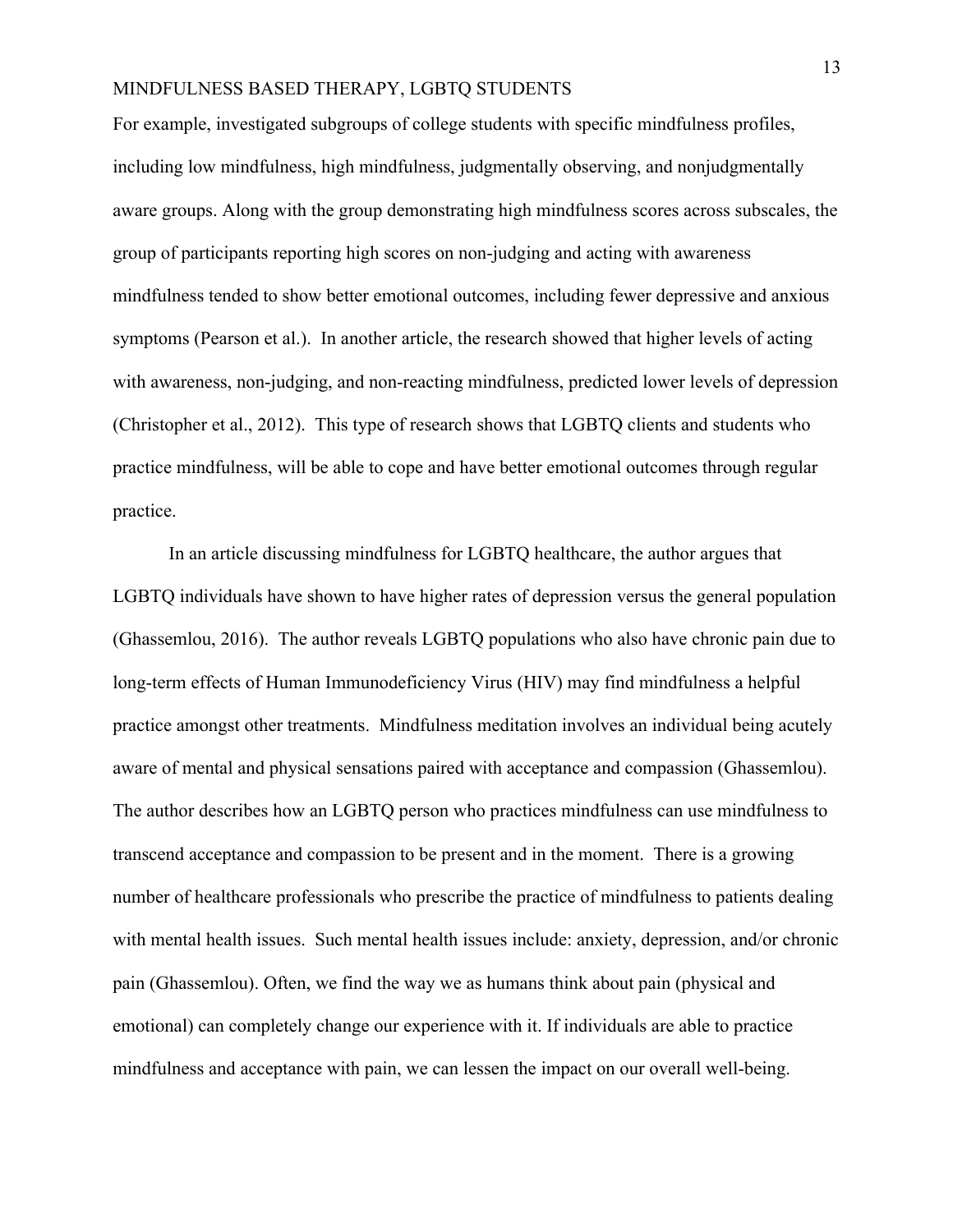For example, investigated subgroups of college students with specific mindfulness profiles, including low mindfulness, high mindfulness, judgmentally observing, and nonjudgmentally aware groups. Along with the group demonstrating high mindfulness scores across subscales, the group of participants reporting high scores on non-judging and acting with awareness mindfulness tended to show better emotional outcomes, including fewer depressive and anxious symptoms (Pearson et al.). In another article, the research showed that higher levels of acting with awareness, non-judging, and non-reacting mindfulness, predicted lower levels of depression (Christopher et al., 2012). This type of research shows that LGBTQ clients and students who practice mindfulness, will be able to cope and have better emotional outcomes through regular practice.

In an article discussing mindfulness for LGBTQ healthcare, the author argues that LGBTQ individuals have shown to have higher rates of depression versus the general population (Ghassemlou, 2016). The author reveals LGBTQ populations who also have chronic pain due to long-term effects of Human Immunodeficiency Virus (HIV) may find mindfulness a helpful practice amongst other treatments. Mindfulness meditation involves an individual being acutely aware of mental and physical sensations paired with acceptance and compassion (Ghassemlou). The author describes how an LGBTQ person who practices mindfulness can use mindfulness to transcend acceptance and compassion to be present and in the moment. There is a growing number of healthcare professionals who prescribe the practice of mindfulness to patients dealing with mental health issues. Such mental health issues include: anxiety, depression, and/or chronic pain (Ghassemlou). Often, we find the way we as humans think about pain (physical and emotional) can completely change our experience with it. If individuals are able to practice mindfulness and acceptance with pain, we can lessen the impact on our overall well-being.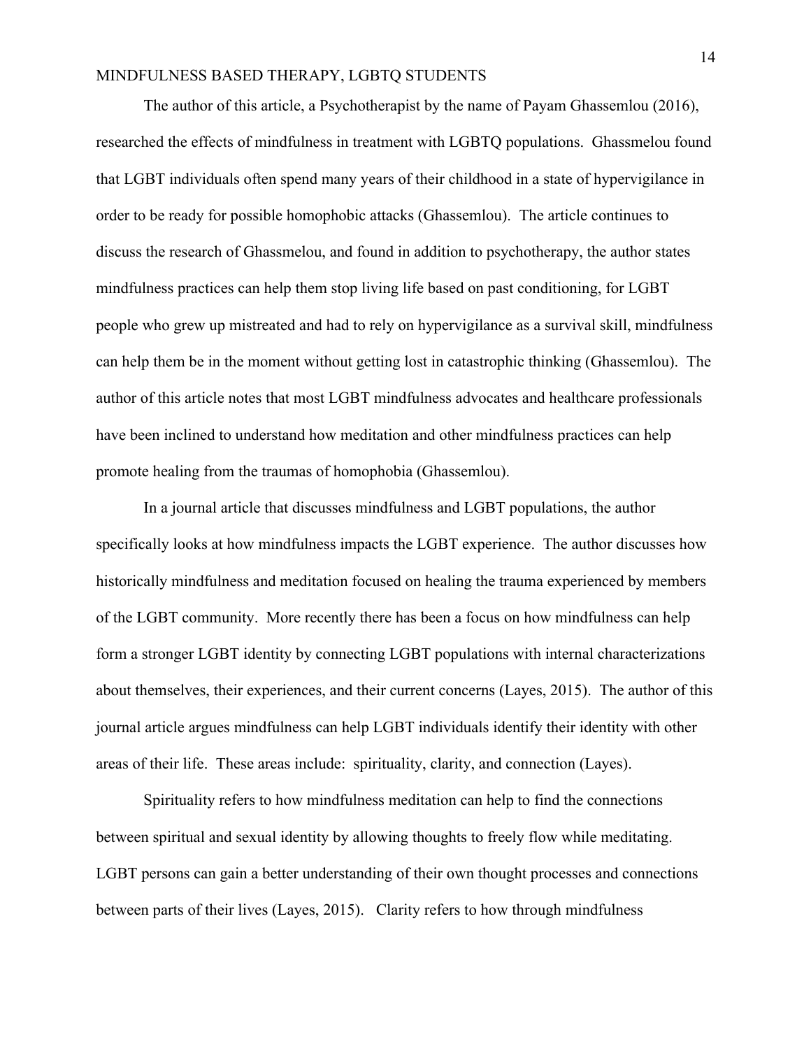The author of this article, a Psychotherapist by the name of Payam Ghassemlou (2016), researched the effects of mindfulness in treatment with LGBTQ populations. Ghassmelou found that LGBT individuals often spend many years of their childhood in a state of hypervigilance in order to be ready for possible homophobic attacks (Ghassemlou). The article continues to discuss the research of Ghassmelou, and found in addition to psychotherapy, the author states mindfulness practices can help them stop living life based on past conditioning, for LGBT people who grew up mistreated and had to rely on hypervigilance as a survival skill, mindfulness can help them be in the moment without getting lost in catastrophic thinking (Ghassemlou). The author of this article notes that most LGBT mindfulness advocates and healthcare professionals have been inclined to understand how meditation and other mindfulness practices can help promote healing from the traumas of homophobia (Ghassemlou).

In a journal article that discusses mindfulness and LGBT populations, the author specifically looks at how mindfulness impacts the LGBT experience. The author discusses how historically mindfulness and meditation focused on healing the trauma experienced by members of the LGBT community. More recently there has been a focus on how mindfulness can help form a stronger LGBT identity by connecting LGBT populations with internal characterizations about themselves, their experiences, and their current concerns (Layes, 2015). The author of this journal article argues mindfulness can help LGBT individuals identify their identity with other areas of their life. These areas include: spirituality, clarity, and connection (Layes).

Spirituality refers to how mindfulness meditation can help to find the connections between spiritual and sexual identity by allowing thoughts to freely flow while meditating. LGBT persons can gain a better understanding of their own thought processes and connections between parts of their lives (Layes, 2015). Clarity refers to how through mindfulness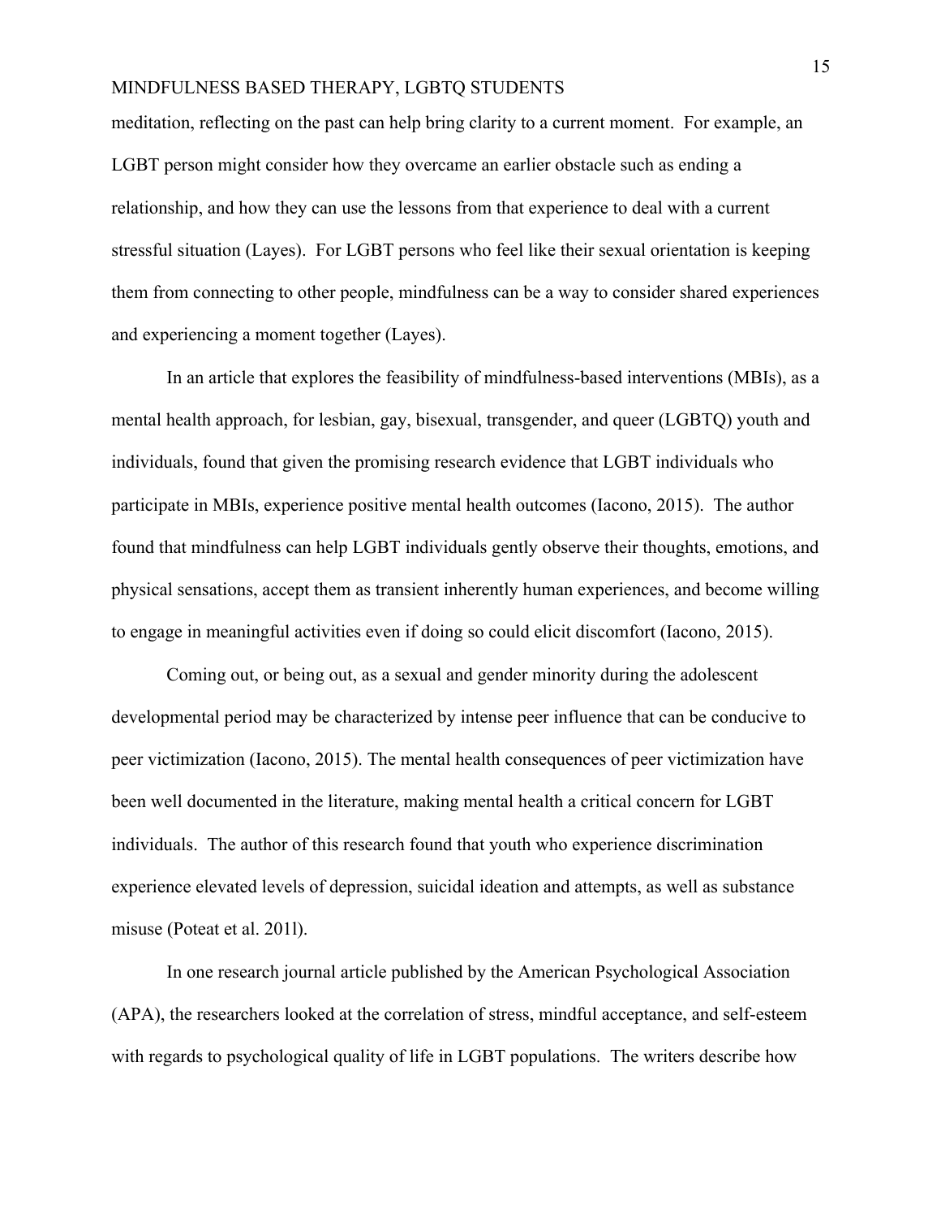meditation, reflecting on the past can help bring clarity to a current moment. For example, an LGBT person might consider how they overcame an earlier obstacle such as ending a relationship, and how they can use the lessons from that experience to deal with a current stressful situation (Layes). For LGBT persons who feel like their sexual orientation is keeping them from connecting to other people, mindfulness can be a way to consider shared experiences and experiencing a moment together (Layes).

In an article that explores the feasibility of mindfulness-based interventions (MBIs), as a mental health approach, for lesbian, gay, bisexual, transgender, and queer (LGBTQ) youth and individuals, found that given the promising research evidence that LGBT individuals who participate in MBIs, experience positive mental health outcomes (Iacono, 2015). The author found that mindfulness can help LGBT individuals gently observe their thoughts, emotions, and physical sensations, accept them as transient inherently human experiences, and become willing to engage in meaningful activities even if doing so could elicit discomfort (Iacono, 2015).

Coming out, or being out, as a sexual and gender minority during the adolescent developmental period may be characterized by intense peer influence that can be conducive to peer victimization (Iacono, 2015). The mental health consequences of peer victimization have been well documented in the literature, making mental health a critical concern for LGBT individuals. The author of this research found that youth who experience discrimination experience elevated levels of depression, suicidal ideation and attempts, as well as substance misuse (Poteat et al. 201l).

In one research journal article published by the American Psychological Association (APA), the researchers looked at the correlation of stress, mindful acceptance, and self-esteem with regards to psychological quality of life in LGBT populations. The writers describe how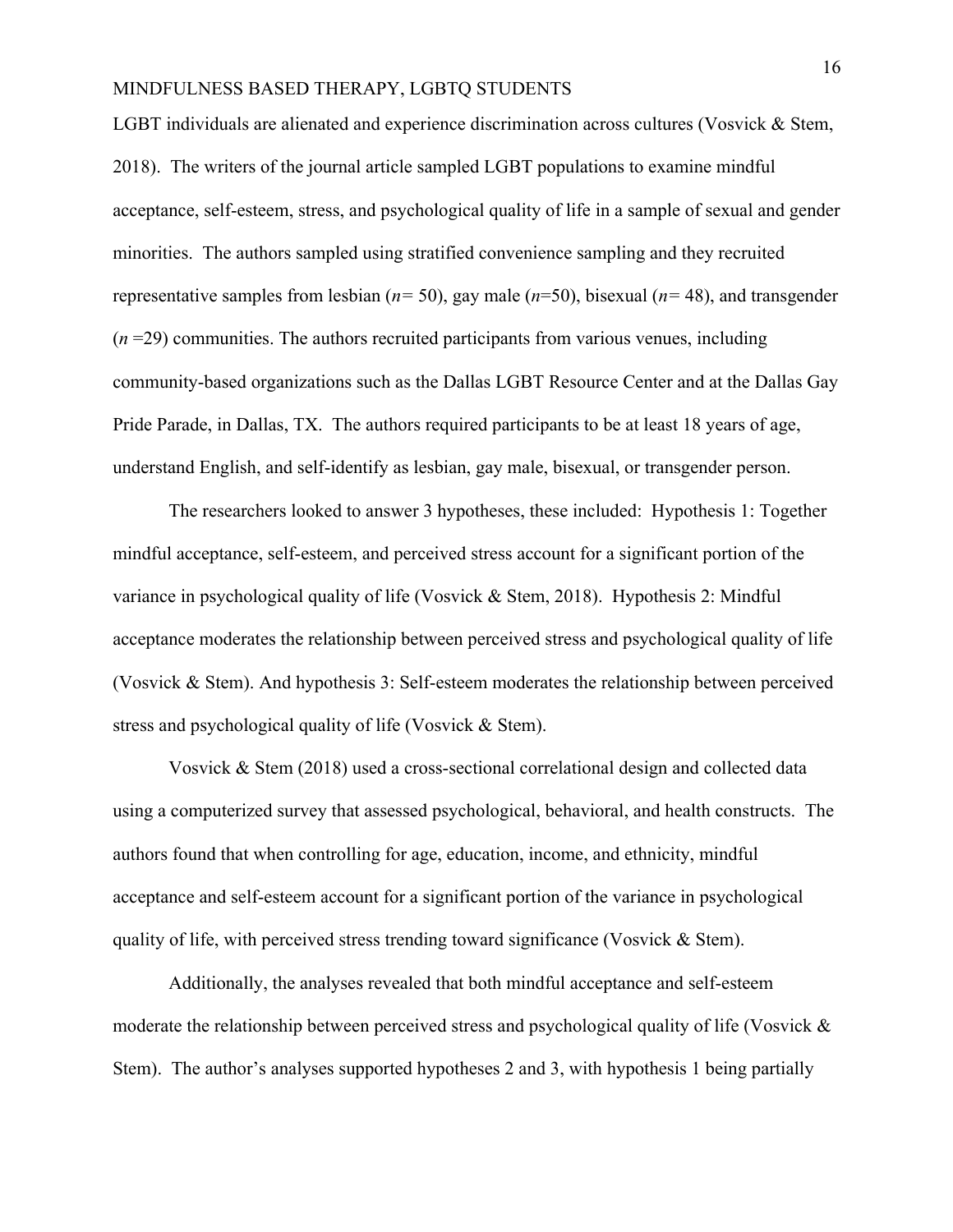LGBT individuals are alienated and experience discrimination across cultures (Vosvick & Stem, 2018). The writers of the journal article sampled LGBT populations to examine mindful acceptance, self-esteem, stress, and psychological quality of life in a sample of sexual and gender minorities. The authors sampled using stratified convenience sampling and they recruited representative samples from lesbian ($n$= 50), gay male ($n$=50), bisexual ($n$= 48), and transgender ($n$ =29) communities. The authors recruited participants from various venues, including community-based organizations such as the Dallas LGBT Resource Center and at the Dallas Gay Pride Parade, in Dallas, TX. The authors required participants to be at least 18 years of age, understand English, and self-identify as lesbian, gay male, bisexual, or transgender person.

The researchers looked to answer 3 hypotheses, these included: Hypothesis 1: Together mindful acceptance, self-esteem, and perceived stress account for a significant portion of the variance in psychological quality of life (Vosvick & Stem, 2018). Hypothesis 2: Mindful acceptance moderates the relationship between perceived stress and psychological quality of life (Vosvick & Stem). And hypothesis 3: Self-esteem moderates the relationship between perceived stress and psychological quality of life (Vosvick & Stem).

Vosvick & Stem (2018) used a cross-sectional correlational design and collected data using a computerized survey that assessed psychological, behavioral, and health constructs. The authors found that when controlling for age, education, income, and ethnicity, mindful acceptance and self-esteem account for a significant portion of the variance in psychological quality of life, with perceived stress trending toward significance (Vosvick & Stem).

Additionally, the analyses revealed that both mindful acceptance and self-esteem moderate the relationship between perceived stress and psychological quality of life (Vosvick & Stem). The author's analyses supported hypotheses 2 and 3, with hypothesis 1 being partially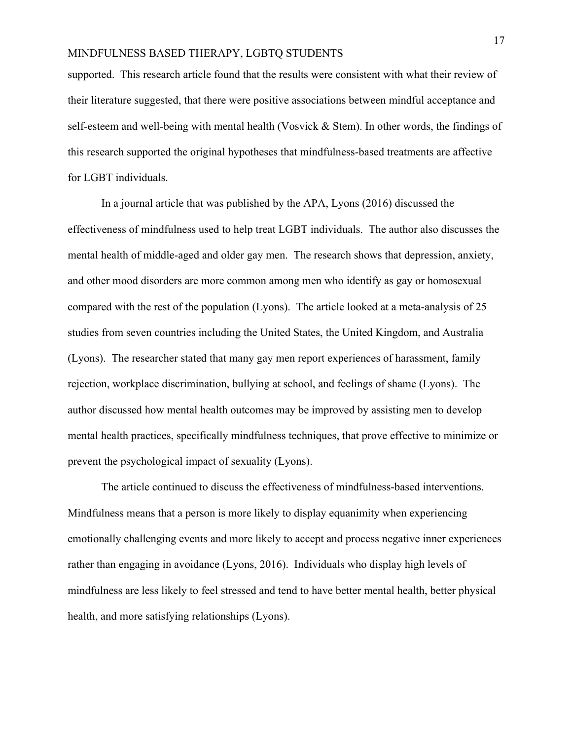supported. This research article found that the results were consistent with what their review of their literature suggested, that there were positive associations between mindful acceptance and self-esteem and well-being with mental health (Vosvick & Stem). In other words, the findings of this research supported the original hypotheses that mindfulness-based treatments are affective for LGBT individuals.

In a journal article that was published by the APA, Lyons (2016) discussed the effectiveness of mindfulness used to help treat LGBT individuals. The author also discusses the mental health of middle-aged and older gay men. The research shows that depression, anxiety, and other mood disorders are more common among men who identify as gay or homosexual compared with the rest of the population (Lyons). The article looked at a meta-analysis of 25 studies from seven countries including the United States, the United Kingdom, and Australia (Lyons). The researcher stated that many gay men report experiences of harassment, family rejection, workplace discrimination, bullying at school, and feelings of shame (Lyons). The author discussed how mental health outcomes may be improved by assisting men to develop mental health practices, specifically mindfulness techniques, that prove effective to minimize or prevent the psychological impact of sexuality (Lyons).

The article continued to discuss the effectiveness of mindfulness-based interventions. Mindfulness means that a person is more likely to display equanimity when experiencing emotionally challenging events and more likely to accept and process negative inner experiences rather than engaging in avoidance (Lyons, 2016). Individuals who display high levels of mindfulness are less likely to feel stressed and tend to have better mental health, better physical health, and more satisfying relationships (Lyons).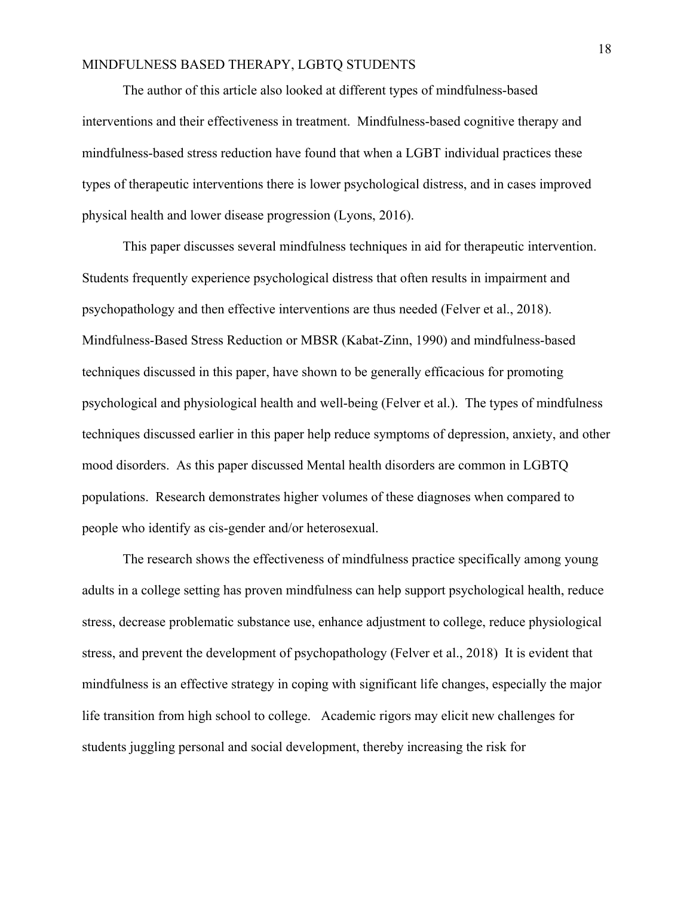The author of this article also looked at different types of mindfulness-based interventions and their effectiveness in treatment. Mindfulness-based cognitive therapy and mindfulness-based stress reduction have found that when a LGBT individual practices these types of therapeutic interventions there is lower psychological distress, and in cases improved physical health and lower disease progression (Lyons, 2016).

This paper discusses several mindfulness techniques in aid for therapeutic intervention. Students frequently experience psychological distress that often results in impairment and psychopathology and then effective interventions are thus needed (Felver et al., 2018). Mindfulness-Based Stress Reduction or MBSR (Kabat-Zinn, 1990) and mindfulness-based techniques discussed in this paper, have shown to be generally efficacious for promoting psychological and physiological health and well-being (Felver et al.). The types of mindfulness techniques discussed earlier in this paper help reduce symptoms of depression, anxiety, and other mood disorders. As this paper discussed Mental health disorders are common in LGBTQ populations. Research demonstrates higher volumes of these diagnoses when compared to people who identify as cis-gender and/or heterosexual.

The research shows the effectiveness of mindfulness practice specifically among young adults in a college setting has proven mindfulness can help support psychological health, reduce stress, decrease problematic substance use, enhance adjustment to college, reduce physiological stress, and prevent the development of psychopathology (Felver et al., 2018) It is evident that mindfulness is an effective strategy in coping with significant life changes, especially the major life transition from high school to college. Academic rigors may elicit new challenges for students juggling personal and social development, thereby increasing the risk for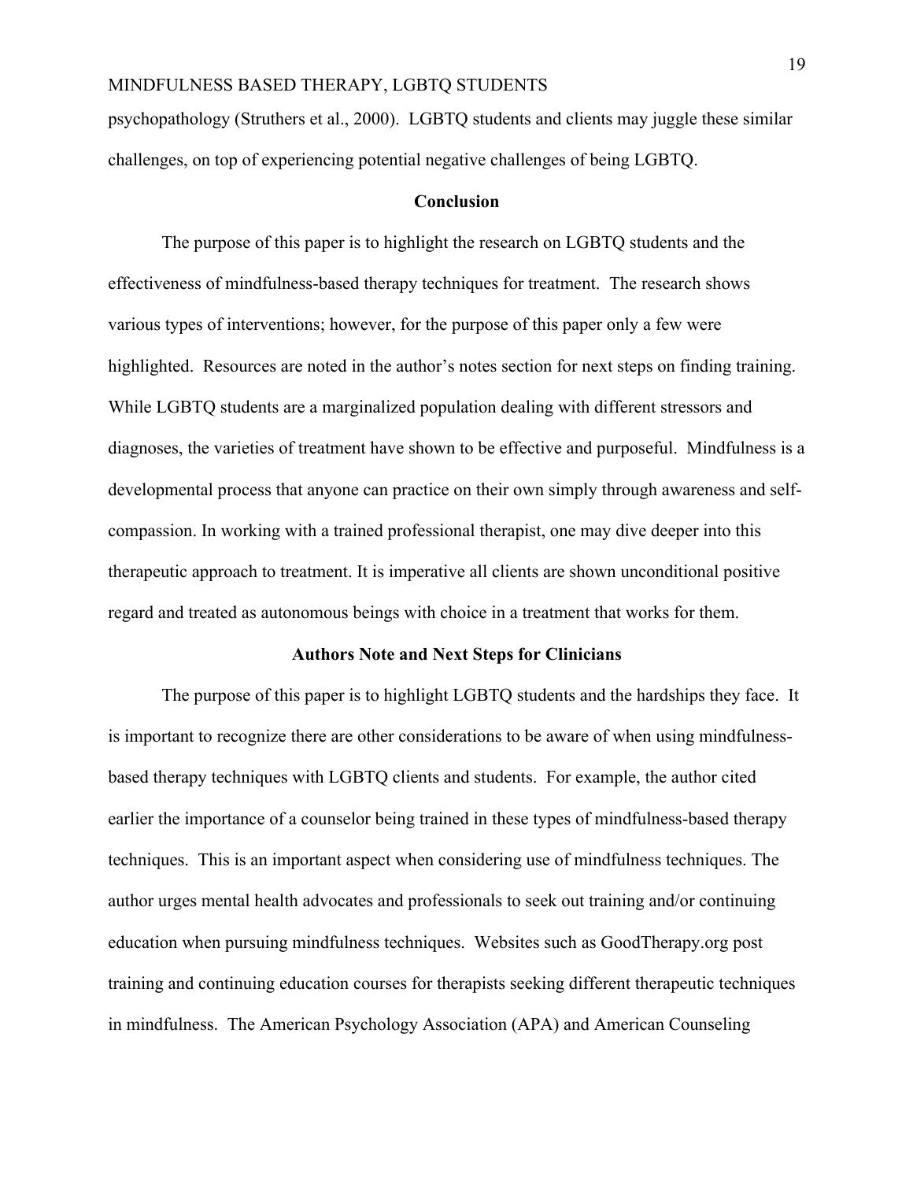psychopathology (Struthers et al., 2000). LGBTQ students and clients may juggle these similar challenges, on top of experiencing potential negative challenges of being LGBTQ.

## Conclusion

The purpose of this paper is to highlight the research on LGBTQ students and the effectiveness of mindfulness-based therapy techniques for treatment. The research shows various types of interventions; however, for the purpose of this paper only a few were highlighted. Resources are noted in the author's notes section for next steps on finding training. While LGBTQ students are a marginalized population dealing with different stressors and diagnoses, the varieties of treatment have shown to be effective and purposeful. Mindfulness is a developmental process that anyone can practice on their own simply through awareness and self-compassion. In working with a trained professional therapist, one may dive deeper into this therapeutic approach to treatment. It is imperative all clients are shown unconditional positive regard and treated as autonomous beings with choice in a treatment that works for them.

## Authors Note and Next Steps for Clinicians

The purpose of this paper is to highlight LGBTQ students and the hardships they face. It is important to recognize there are other considerations to be aware of when using mindfulness-based therapy techniques with LGBTQ clients and students. For example, the author cited earlier the importance of a counselor being trained in these types of mindfulness-based therapy techniques. This is an important aspect when considering use of mindfulness techniques. The author urges mental health advocates and professionals to seek out training and/or continuing education when pursuing mindfulness techniques. Websites such as GoodTherapy.org post training and continuing education courses for therapists seeking different therapeutic techniques in mindfulness. The American Psychology Association (APA) and American Counseling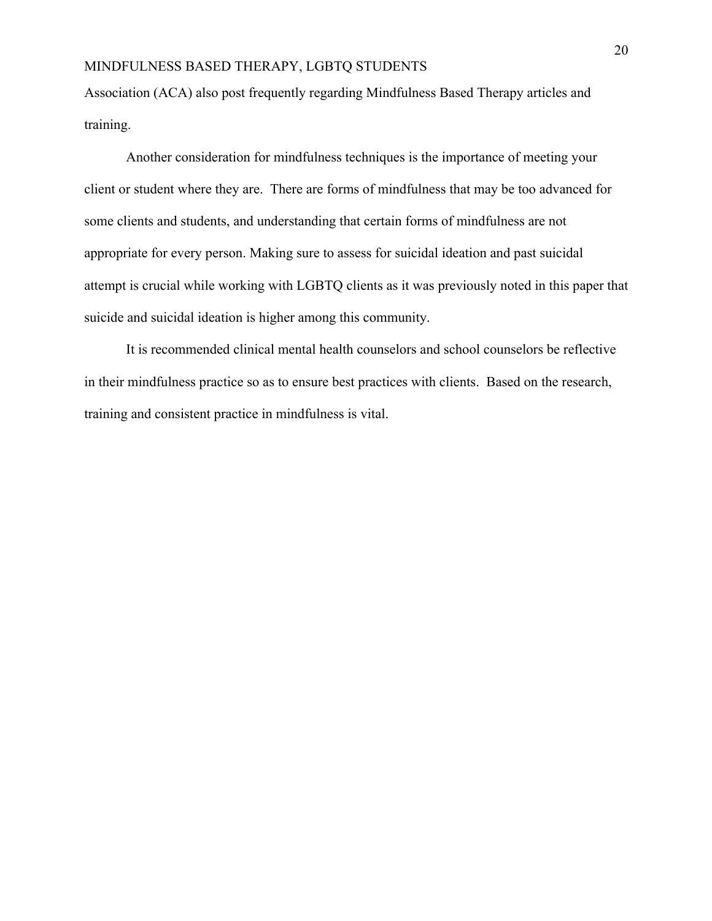Association (ACA) also post frequently regarding Mindfulness Based Therapy articles and training.

Another consideration for mindfulness techniques is the importance of meeting your client or student where they are. There are forms of mindfulness that may be too advanced for some clients and students, and understanding that certain forms of mindfulness are not appropriate for every person. Making sure to assess for suicidal ideation and past suicidal attempt is crucial while working with LGBTQ clients as it was previously noted in this paper that suicide and suicidal ideation is higher among this community.

It is recommended clinical mental health counselors and school counselors be reflective in their mindfulness practice so as to ensure best practices with clients. Based on the research, training and consistent practice in mindfulness is vital.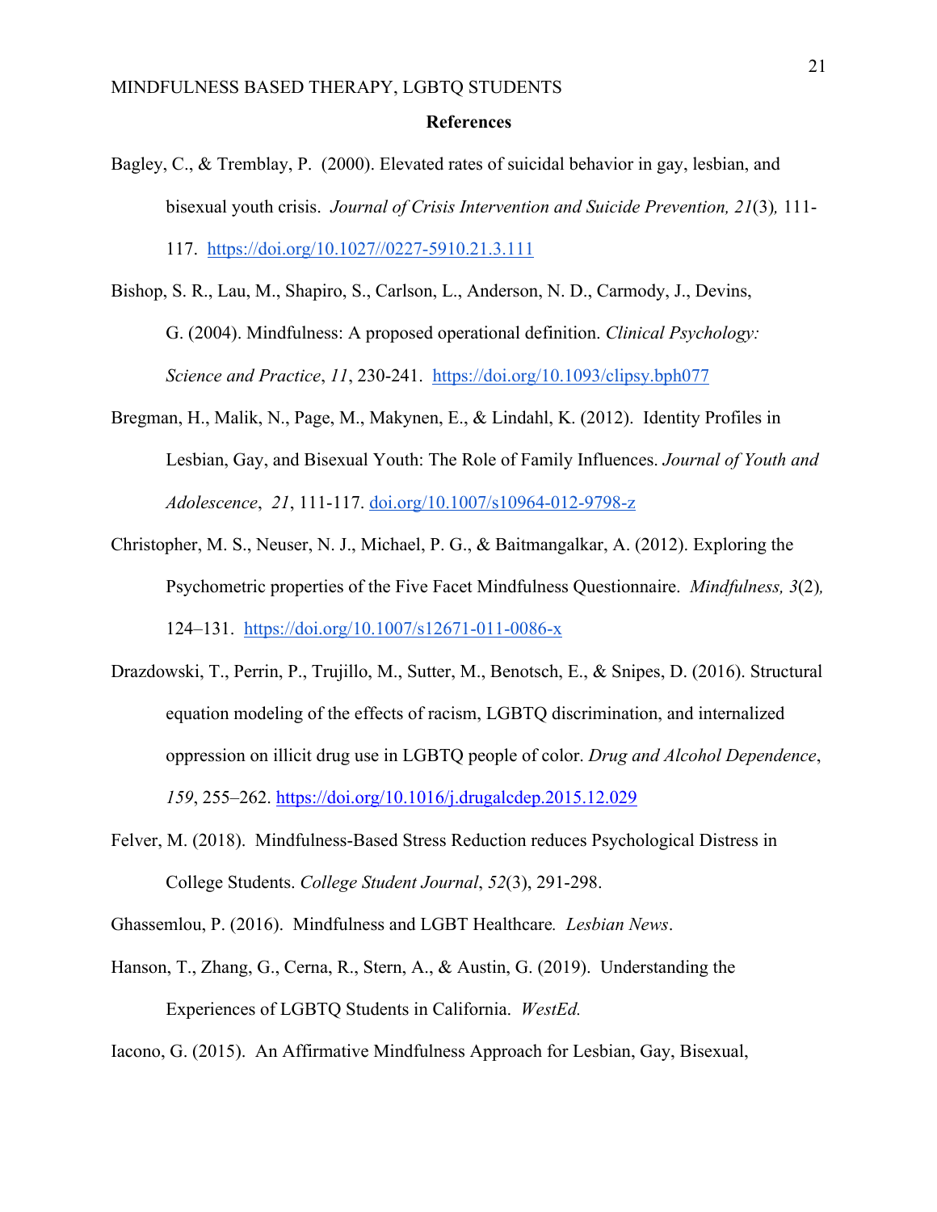## References

Bagley, C., & Tremblay, P. (2000). Elevated rates of suicidal behavior in gay, lesbian, and bisexual youth crisis. *Journal of Crisis Intervention and Suicide Prevention, 21*(3), 111-117. https://doi.org/10.1027//0227-5910.21.3.111

Bishop, S. R., Lau, M., Shapiro, S., Carlson, L., Anderson, N. D., Carmody, J., Devins, G. (2004). Mindfulness: A proposed operational definition. *Clinical Psychology: Science and Practice*, *11*, 230-241. https://doi.org/10.1093/clipsy.bph077

Bregman, H., Malik, N., Page, M., Makynen, E., & Lindahl, K. (2012). Identity Profiles in Lesbian, Gay, and Bisexual Youth: The Role of Family Influences. *Journal of Youth and Adolescence*, *21*, 111-117. doi.org/10.1007/s10964-012-9798-z

Christopher, M. S., Neuser, N. J., Michael, P. G., & Baitmangalkar, A. (2012). Exploring the Psychometric properties of the Five Facet Mindfulness Questionnaire. *Mindfulness, 3*(2), 124–131. https://doi.org/10.1007/s12671-011-0086-x

Drazdowski, T., Perrin, P., Trujillo, M., Sutter, M., Benotsch, E., & Snipes, D. (2016). Structural equation modeling of the effects of racism, LGBTQ discrimination, and internalized oppression on illicit drug use in LGBTQ people of color. *Drug and Alcohol Dependence*, *159*, 255–262. https://doi.org/10.1016/j.drugalcdep.2015.12.029

Felver, M. (2018). Mindfulness-Based Stress Reduction reduces Psychological Distress in College Students. *College Student Journal*, *52*(3), 291-298.

Ghassemlou, P. (2016). Mindfulness and LGBT Healthcare. *Lesbian News*.

Hanson, T., Zhang, G., Cerna, R., Stern, A., & Austin, G. (2019). Understanding the Experiences of LGBTQ Students in California. *WestEd.*

Iacono, G. (2015). An Affirmative Mindfulness Approach for Lesbian, Gay, Bisexual,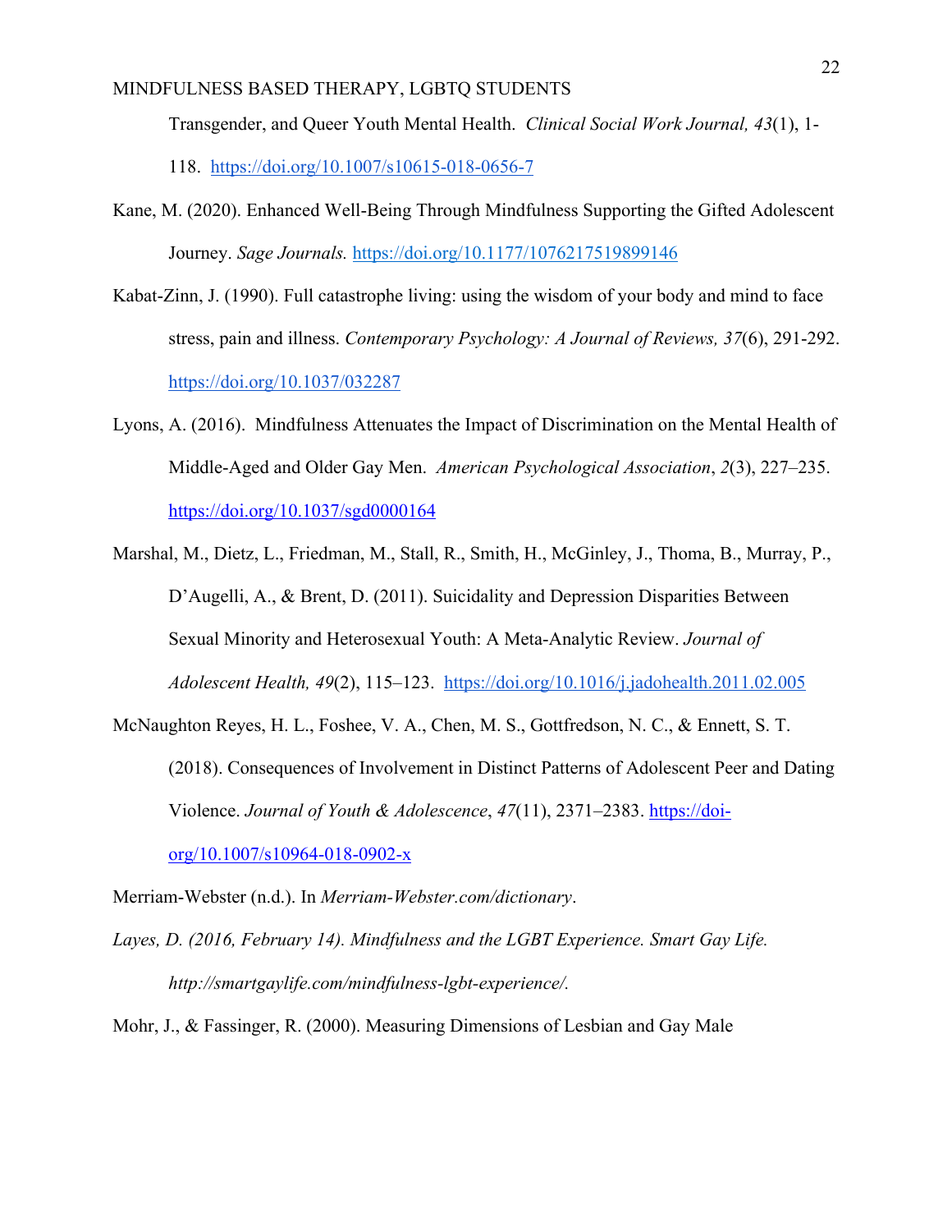Transgender, and Queer Youth Mental Health. *Clinical Social Work Journal, 43*(1), 1-118. https://doi.org/10.1007/s10615-018-0656-7

Kane, M. (2020). Enhanced Well-Being Through Mindfulness Supporting the Gifted Adolescent Journey. *Sage Journals.* https://doi.org/10.1177/1076217519899146

Kabat-Zinn, J. (1990). Full catastrophe living: using the wisdom of your body and mind to face stress, pain and illness. *Contemporary Psychology: A Journal of Reviews, 37*(6), 291-292. https://doi.org/10.1037/032287

Lyons, A. (2016). Mindfulness Attenuates the Impact of Discrimination on the Mental Health of Middle-Aged and Older Gay Men. *American Psychological Association*, *2*(3), 227–235. https://doi.org/10.1037/sgd0000164

Marshal, M., Dietz, L., Friedman, M., Stall, R., Smith, H., McGinley, J., Thoma, B., Murray, P., D'Augelli, A., & Brent, D. (2011). Suicidality and Depression Disparities Between Sexual Minority and Heterosexual Youth: A Meta-Analytic Review. *Journal of Adolescent Health, 49*(2), 115–123. https://doi.org/10.1016/j.jadohealth.2011.02.005

McNaughton Reyes, H. L., Foshee, V. A., Chen, M. S., Gottfredson, N. C., & Ennett, S. T. (2018). Consequences of Involvement in Distinct Patterns of Adolescent Peer and Dating Violence. *Journal of Youth & Adolescence*, *47*(11), 2371–2383. https://doi-org/10.1007/s10964-018-0902-x

Merriam-Webster (n.d.). In *Merriam-Webster.com/dictionary*.

*Layes, D. (2016, February 14). Mindfulness and the LGBT Experience. Smart Gay Life. http://smartgaylife.com/mindfulness-lgbt-experience/.*

Mohr, J., & Fassinger, R. (2000). Measuring Dimensions of Lesbian and Gay Male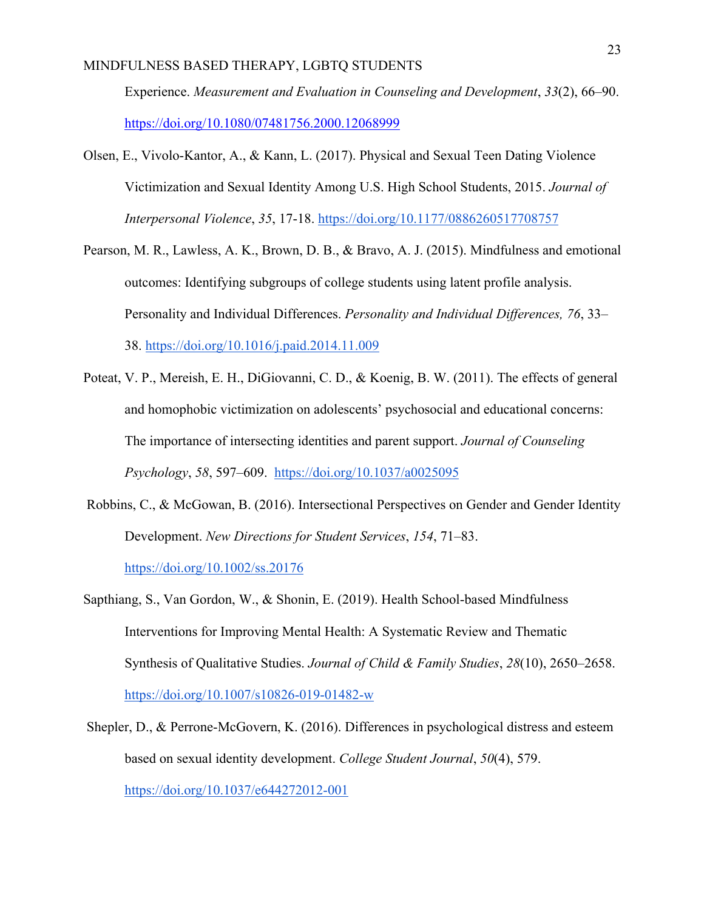Experience. *Measurement and Evaluation in Counseling and Development*, *33*(2), 66–90. https://doi.org/10.1080/07481756.2000.12068999

Olsen, E., Vivolo-Kantor, A., & Kann, L. (2017). Physical and Sexual Teen Dating Violence Victimization and Sexual Identity Among U.S. High School Students, 2015. *Journal of Interpersonal Violence*, *35*, 17-18. https://doi.org/10.1177/0886260517708757

Pearson, M. R., Lawless, A. K., Brown, D. B., & Bravo, A. J. (2015). Mindfulness and emotional outcomes: Identifying subgroups of college students using latent profile analysis. Personality and Individual Differences. *Personality and Individual Differences, 76*, 33–38. https://doi.org/10.1016/j.paid.2014.11.009

Poteat, V. P., Mereish, E. H., DiGiovanni, C. D., & Koenig, B. W. (2011). The effects of general and homophobic victimization on adolescents' psychosocial and educational concerns: The importance of intersecting identities and parent support. *Journal of Counseling Psychology*, *58*, 597–609. https://doi.org/10.1037/a0025095

Robbins, C., & McGowan, B. (2016). Intersectional Perspectives on Gender and Gender Identity Development. *New Directions for Student Services*, *154*, 71–83. https://doi.org/10.1002/ss.20176

Sapthiang, S., Van Gordon, W., & Shonin, E. (2019). Health School-based Mindfulness Interventions for Improving Mental Health: A Systematic Review and Thematic Synthesis of Qualitative Studies. *Journal of Child & Family Studies*, *28*(10), 2650–2658. https://doi.org/10.1007/s10826-019-01482-w

Shepler, D., & Perrone-McGovern, K. (2016). Differences in psychological distress and esteem based on sexual identity development. *College Student Journal*, *50*(4), 579. https://doi.org/10.1037/e644272012-001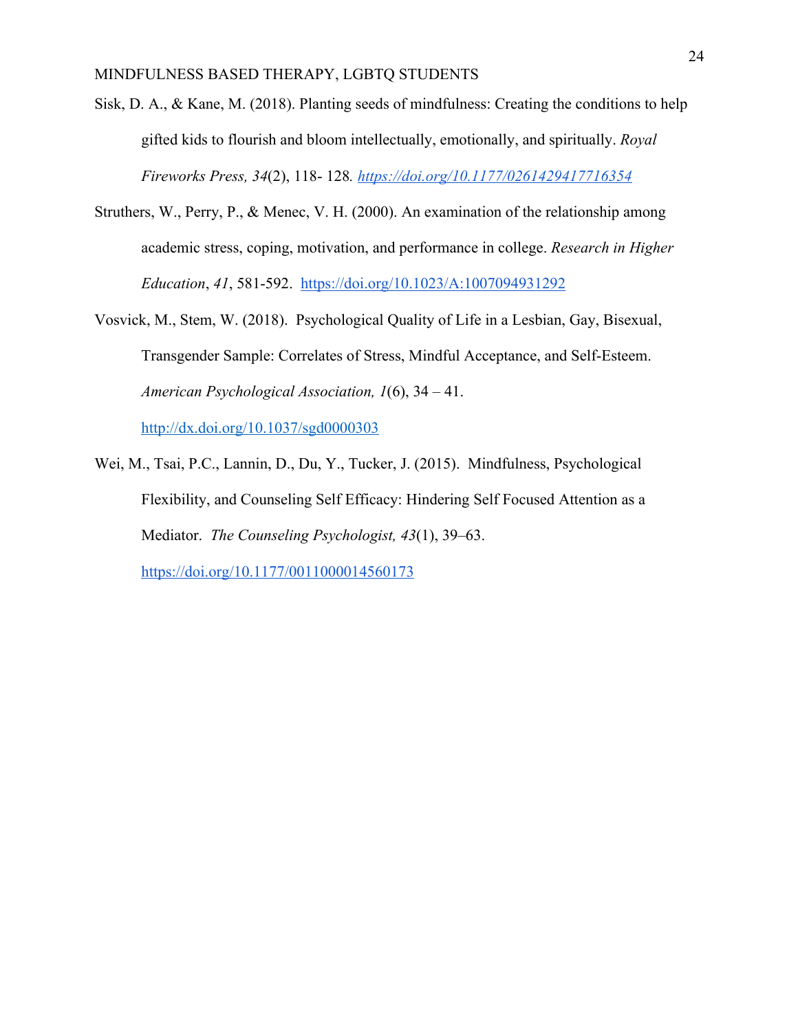Sisk, D. A., & Kane, M. (2018). Planting seeds of mindfulness: Creating the conditions to help gifted kids to flourish and bloom intellectually, emotionally, and spiritually. *Royal Fireworks Press, 34*(2), 118- 128*.* *https://doi.org/10.1177/0261429417716354*

Struthers, W., Perry, P., & Menec, V. H. (2000). An examination of the relationship among academic stress, coping, motivation, and performance in college. *Research in Higher Education*, *41*, 581-592. https://doi.org/10.1023/A:1007094931292

Vosvick, M., Stem, W. (2018). Psychological Quality of Life in a Lesbian, Gay, Bisexual, Transgender Sample: Correlates of Stress, Mindful Acceptance, and Self-Esteem. *American Psychological Association, 1*(6), 34 – 41. http://dx.doi.org/10.1037/sgd0000303

Wei, M., Tsai, P.C., Lannin, D., Du, Y., Tucker, J. (2015). Mindfulness, Psychological Flexibility, and Counseling Self Efficacy: Hindering Self Focused Attention as a Mediator. *The Counseling Psychologist, 43*(1), 39–63. https://doi.org/10.1177/0011000014560173